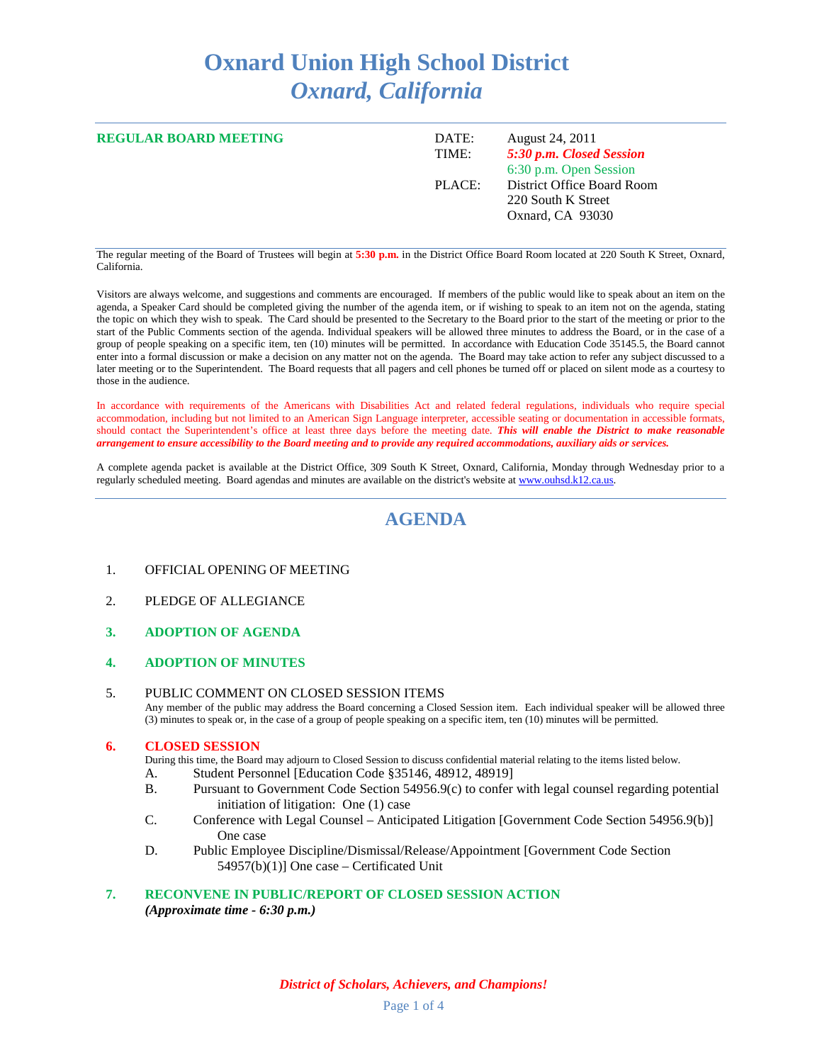# Oxnard Union High School District
## *Oxnard, California*

**REGULAR BOARD MEETING**

DATE: August 24, 2011
TIME: ***5:30 p.m. Closed Session***
6:30 p.m. Open Session
PLACE: District Office Board Room
220 South K Street
Oxnard, CA 93030

The regular meeting of the Board of Trustees will begin at **5:30 p.m.** in the District Office Board Room located at 220 South K Street, Oxnard, California.

Visitors are always welcome, and suggestions and comments are encouraged. If members of the public would like to speak about an item on the agenda, a Speaker Card should be completed giving the number of the agenda item, or if wishing to speak to an item not on the agenda, stating the topic on which they wish to speak. The Card should be presented to the Secretary to the Board prior to the start of the meeting or prior to the start of the Public Comments section of the agenda. Individual speakers will be allowed three minutes to address the Board, or in the case of a group of people speaking on a specific item, ten (10) minutes will be permitted. In accordance with Education Code 35145.5, the Board cannot enter into a formal discussion or make a decision on any matter not on the agenda. The Board may take action to refer any subject discussed to a later meeting or to the Superintendent. The Board requests that all pagers and cell phones be turned off or placed on silent mode as a courtesy to those in the audience.

In accordance with requirements of the Americans with Disabilities Act and related federal regulations, individuals who require special accommodation, including but not limited to an American Sign Language interpreter, accessible seating or documentation in accessible formats, should contact the Superintendent's office at least three days before the meeting date. ***This will enable the District to make reasonable arrangement to ensure accessibility to the Board meeting and to provide any required accommodations, auxiliary aids or services.***

A complete agenda packet is available at the District Office, 309 South K Street, Oxnard, California, Monday through Wednesday prior to a regularly scheduled meeting. Board agendas and minutes are available on the district's website at www.ouhsd.k12.ca.us.

## AGENDA

1. OFFICIAL OPENING OF MEETING

2. PLEDGE OF ALLEGIANCE

3. **ADOPTION OF AGENDA**

4. **ADOPTION OF MINUTES**

5. PUBLIC COMMENT ON CLOSED SESSION ITEMS
   Any member of the public may address the Board concerning a Closed Session item. Each individual speaker will be allowed three (3) minutes to speak or, in the case of a group of people speaking on a specific item, ten (10) minutes will be permitted.

6. **CLOSED SESSION**
   During this time, the Board may adjourn to Closed Session to discuss confidential material relating to the items listed below.
   A. Student Personnel [Education Code §35146, 48912, 48919]
   B. Pursuant to Government Code Section 54956.9(c) to confer with legal counsel regarding potential initiation of litigation: One (1) case
   C. Conference with Legal Counsel – Anticipated Litigation [Government Code Section 54956.9(b)] One case
   D. Public Employee Discipline/Dismissal/Release/Appointment [Government Code Section 54957(b)(1)] One case – Certificated Unit

7. **RECONVENE IN PUBLIC/REPORT OF CLOSED SESSION ACTION**
   ***(Approximate time - 6:30 p.m.)***

*District of Scholars, Achievers, and Champions!*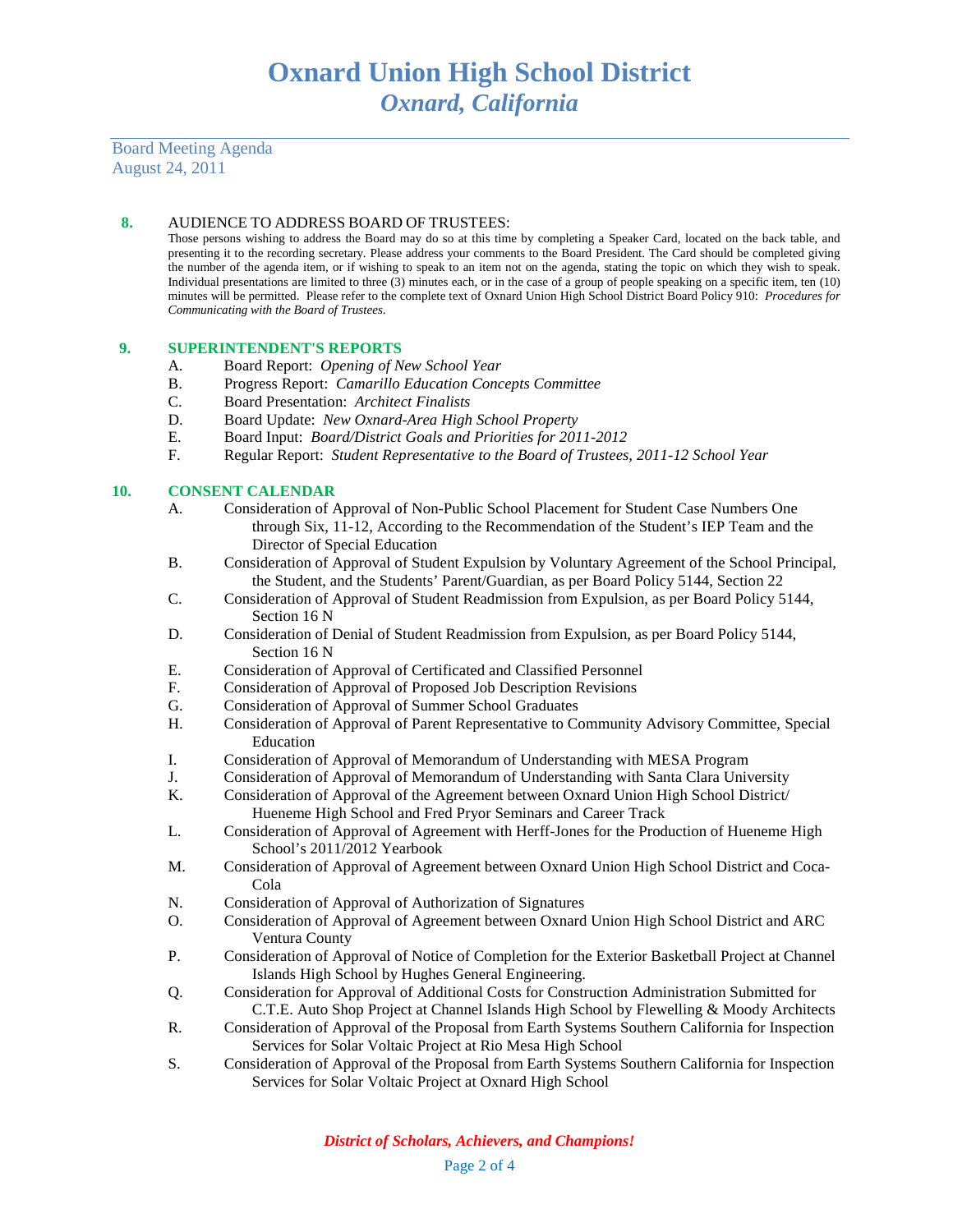# Oxnard Union High School District
## *Oxnard, California*

Board Meeting Agenda
August 24, 2011

**8.** AUDIENCE TO ADDRESS BOARD OF TRUSTEES:

Those persons wishing to address the Board may do so at this time by completing a Speaker Card, located on the back table, and presenting it to the recording secretary. Please address your comments to the Board President. The Card should be completed giving the number of the agenda item, or if wishing to speak to an item not on the agenda, stating the topic on which they wish to speak. Individual presentations are limited to three (3) minutes each, or in the case of a group of people speaking on a specific item, ten (10) minutes will be permitted. Please refer to the complete text of Oxnard Union High School District Board Policy 910: *Procedures for Communicating with the Board of Trustees.*

**9. SUPERINTENDENT'S REPORTS**

A. Board Report: *Opening of New School Year*
B. Progress Report: *Camarillo Education Concepts Committee*
C. Board Presentation: *Architect Finalists*
D. Board Update: *New Oxnard-Area High School Property*
E. Board Input: *Board/District Goals and Priorities for 2011-2012*
F. Regular Report: *Student Representative to the Board of Trustees, 2011-12 School Year*

**10. CONSENT CALENDAR**

A. Consideration of Approval of Non-Public School Placement for Student Case Numbers One through Six, 11-12, According to the Recommendation of the Student's IEP Team and the Director of Special Education
B. Consideration of Approval of Student Expulsion by Voluntary Agreement of the School Principal, the Student, and the Students' Parent/Guardian, as per Board Policy 5144, Section 22
C. Consideration of Approval of Student Readmission from Expulsion, as per Board Policy 5144, Section 16 N
D. Consideration of Denial of Student Readmission from Expulsion, as per Board Policy 5144, Section 16 N
E. Consideration of Approval of Certificated and Classified Personnel
F. Consideration of Approval of Proposed Job Description Revisions
G. Consideration of Approval of Summer School Graduates
H. Consideration of Approval of Parent Representative to Community Advisory Committee, Special Education
I. Consideration of Approval of Memorandum of Understanding with MESA Program
J. Consideration of Approval of Memorandum of Understanding with Santa Clara University
K. Consideration of Approval of the Agreement between Oxnard Union High School District/ Hueneme High School and Fred Pryor Seminars and Career Track
L. Consideration of Approval of Agreement with Herff-Jones for the Production of Hueneme High School's 2011/2012 Yearbook
M. Consideration of Approval of Agreement between Oxnard Union High School District and Coca-Cola
N. Consideration of Approval of Authorization of Signatures
O. Consideration of Approval of Agreement between Oxnard Union High School District and ARC Ventura County
P. Consideration of Approval of Notice of Completion for the Exterior Basketball Project at Channel Islands High School by Hughes General Engineering.
Q. Consideration for Approval of Additional Costs for Construction Administration Submitted for C.T.E. Auto Shop Project at Channel Islands High School by Flewelling & Moody Architects
R. Consideration of Approval of the Proposal from Earth Systems Southern California for Inspection Services for Solar Voltaic Project at Rio Mesa High School
S. Consideration of Approval of the Proposal from Earth Systems Southern California for Inspection Services for Solar Voltaic Project at Oxnard High School

*District of Scholars, Achievers, and Champions!*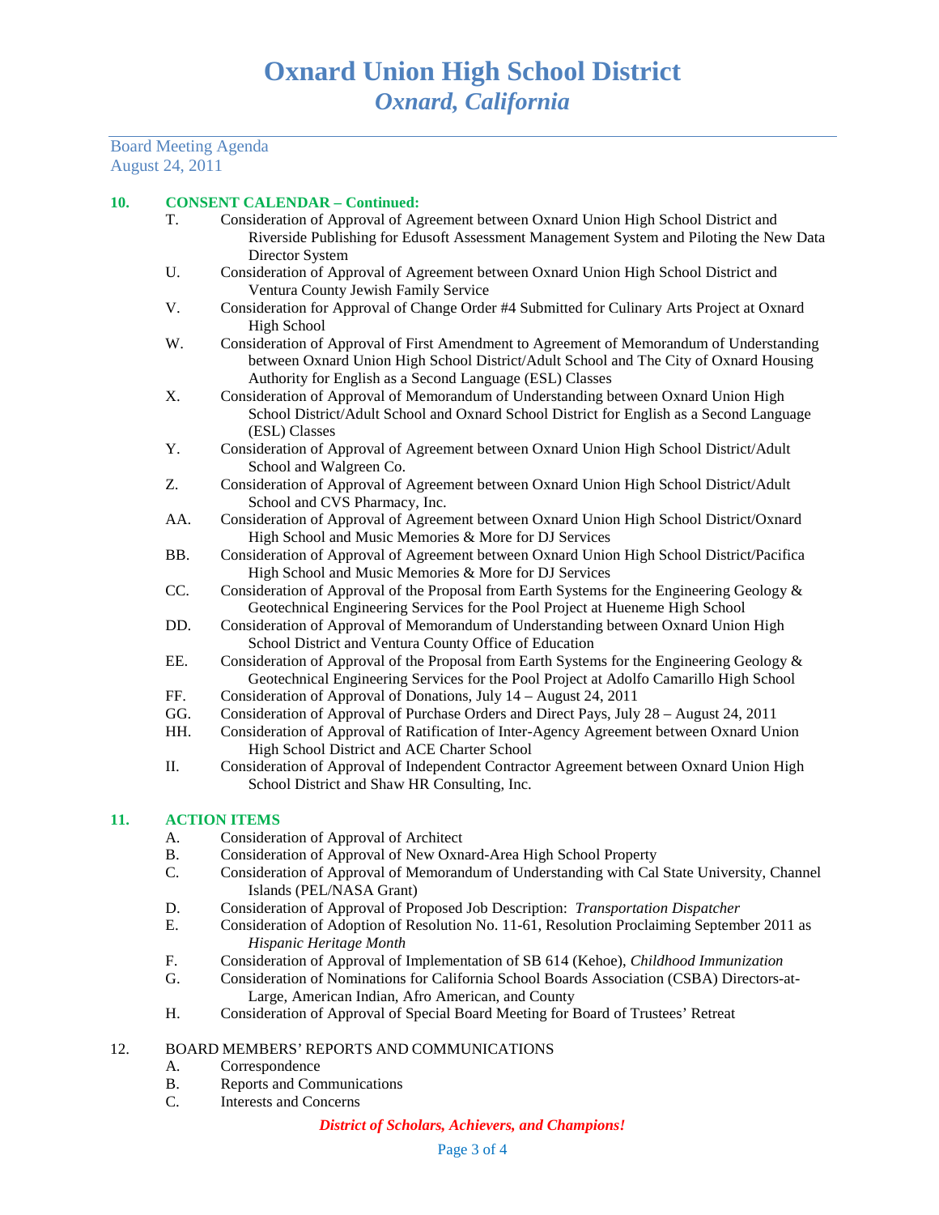Board Meeting Agenda
August 24, 2011

**10. CONSENT CALENDAR – Continued:**

T. Consideration of Approval of Agreement between Oxnard Union High School District and Riverside Publishing for Edusoft Assessment Management System and Piloting the New Data Director System

U. Consideration of Approval of Agreement between Oxnard Union High School District and Ventura County Jewish Family Service

V. Consideration for Approval of Change Order #4 Submitted for Culinary Arts Project at Oxnard High School

W. Consideration of Approval of First Amendment to Agreement of Memorandum of Understanding between Oxnard Union High School District/Adult School and The City of Oxnard Housing Authority for English as a Second Language (ESL) Classes

X. Consideration of Approval of Memorandum of Understanding between Oxnard Union High School District/Adult School and Oxnard School District for English as a Second Language (ESL) Classes

Y. Consideration of Approval of Agreement between Oxnard Union High School District/Adult School and Walgreen Co.

Z. Consideration of Approval of Agreement between Oxnard Union High School District/Adult School and CVS Pharmacy, Inc.

AA. Consideration of Approval of Agreement between Oxnard Union High School District/Oxnard High School and Music Memories & More for DJ Services

BB. Consideration of Approval of Agreement between Oxnard Union High School District/Pacifica High School and Music Memories & More for DJ Services

CC. Consideration of Approval of the Proposal from Earth Systems for the Engineering Geology & Geotechnical Engineering Services for the Pool Project at Hueneme High School

DD. Consideration of Approval of Memorandum of Understanding between Oxnard Union High School District and Ventura County Office of Education

EE. Consideration of Approval of the Proposal from Earth Systems for the Engineering Geology & Geotechnical Engineering Services for the Pool Project at Adolfo Camarillo High School

FF. Consideration of Approval of Donations, July 14 – August 24, 2011

GG. Consideration of Approval of Purchase Orders and Direct Pays, July 28 – August 24, 2011

HH. Consideration of Approval of Ratification of Inter-Agency Agreement between Oxnard Union High School District and ACE Charter School

II. Consideration of Approval of Independent Contractor Agreement between Oxnard Union High School District and Shaw HR Consulting, Inc.

**11. ACTION ITEMS**

A. Consideration of Approval of Architect

B. Consideration of Approval of New Oxnard-Area High School Property

C. Consideration of Approval of Memorandum of Understanding with Cal State University, Channel Islands (PEL/NASA Grant)

D. Consideration of Approval of Proposed Job Description: *Transportation Dispatcher*

E. Consideration of Adoption of Resolution No. 11-61, Resolution Proclaiming September 2011 as *Hispanic Heritage Month*

F. Consideration of Approval of Implementation of SB 614 (Kehoe), *Childhood Immunization*

G. Consideration of Nominations for California School Boards Association (CSBA) Directors-at-Large, American Indian, Afro American, and County

H. Consideration of Approval of Special Board Meeting for Board of Trustees' Retreat

12. BOARD MEMBERS' REPORTS AND COMMUNICATIONS

A. Correspondence

B. Reports and Communications

C. Interests and Concerns

*District of Scholars, Achievers, and Champions!*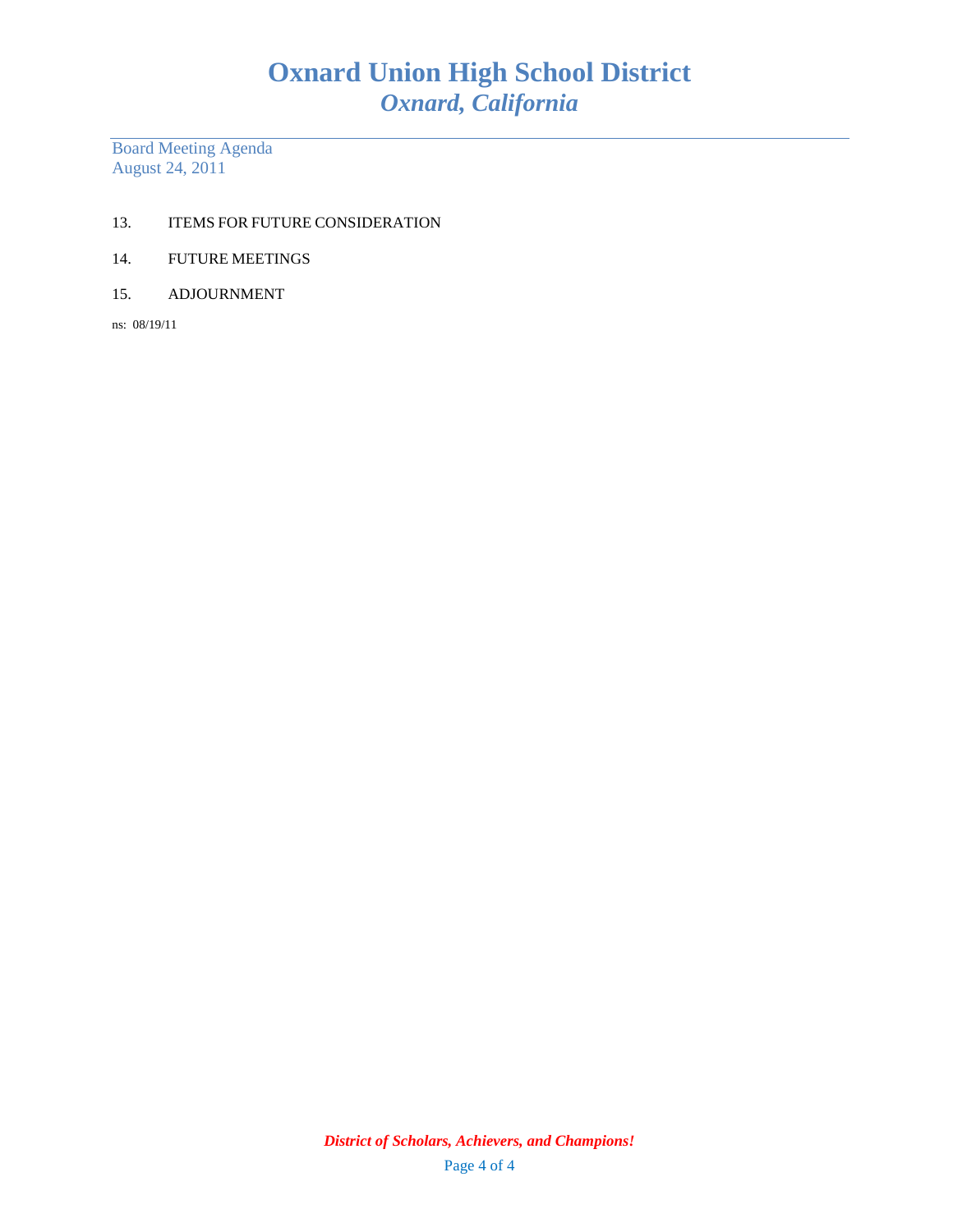13. ITEMS FOR FUTURE CONSIDERATION

14. FUTURE MEETINGS

15. ADJOURNMENT

ns: 08/19/11